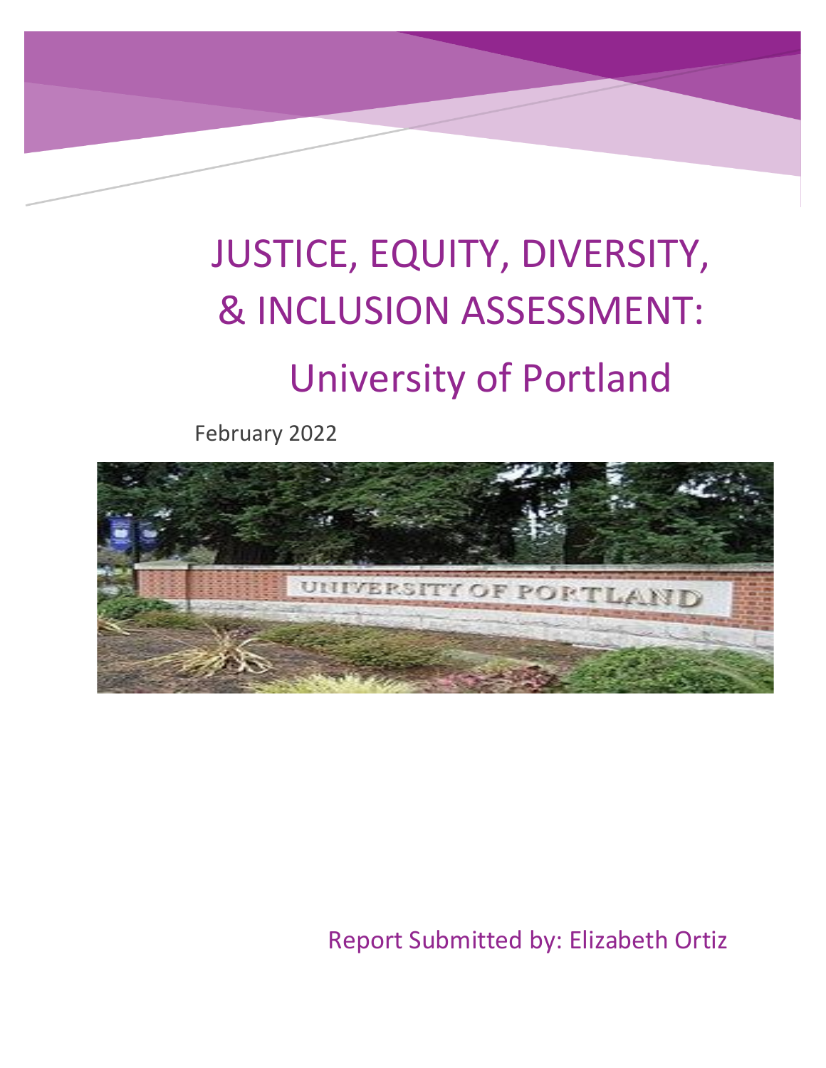# JUSTICE, EQUITY, DIVERSITY, & INCLUSION ASSESSMENT:

## University of Portland

February 2022

Report Submitted by: Elizabeth Ortiz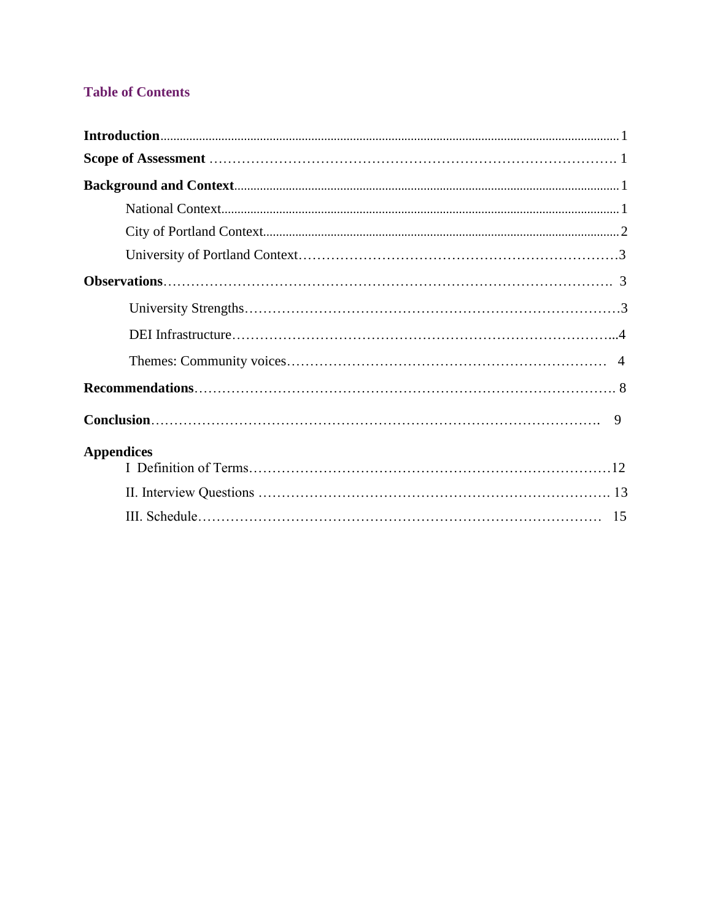## Table of Contents

**Introduction** .......... 1

**Scope of Assessment** .......... 1

**Background and Context** .......... 1

- National Context .......... 1
- City of Portland Context .......... 2
- University of Portland Context .......... 3

**Observations** .......... 3

- University Strengths .......... 3
- DEI Infrastructure .......... 4
- Themes: Community voices .......... 4

**Recommendations** .......... 8

**Conclusion** .......... 9

**Appendices**

- I Definition of Terms .......... 12
- II. Interview Questions .......... 13
- III. Schedule .......... 15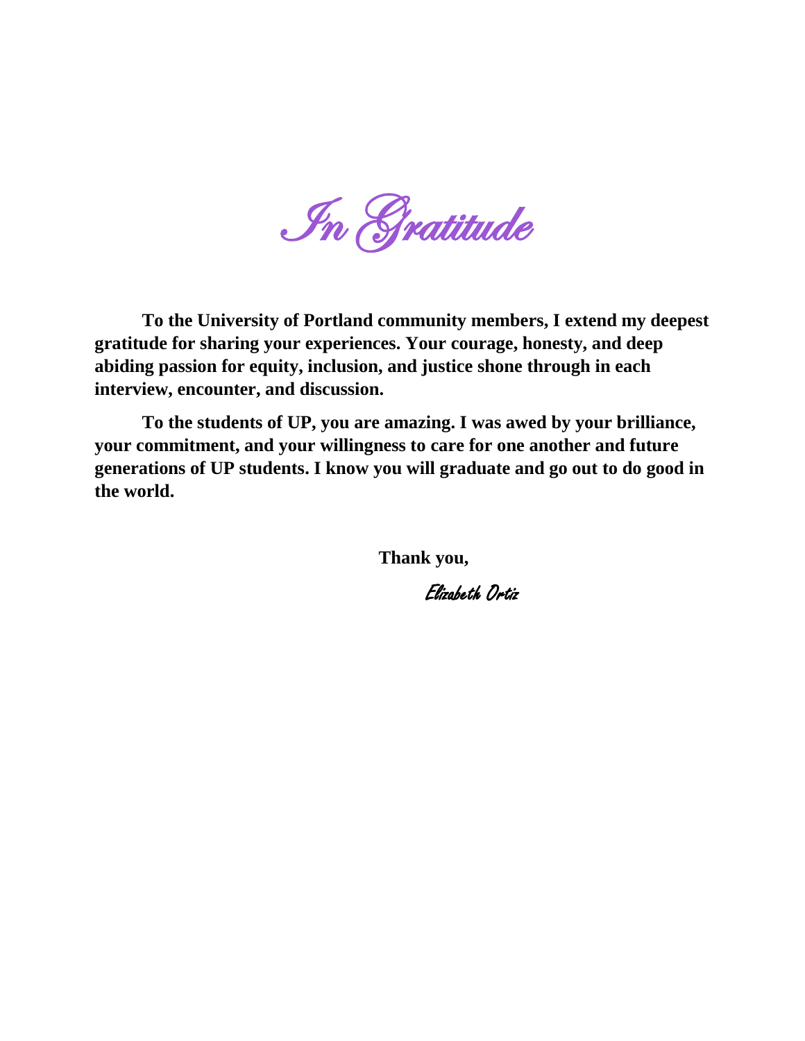# *In Gratitude*

**To the University of Portland community members, I extend my deepest gratitude for sharing your experiences. Your courage, honesty, and deep abiding passion for equity, inclusion, and justice shone through in each interview, encounter, and discussion.**

**To the students of UP, you are amazing. I was awed by your brilliance, your commitment, and your willingness to care for one another and future generations of UP students. I know you will graduate and go out to do good in the world.**

**Thank you,**

*Elizabeth Ortiz*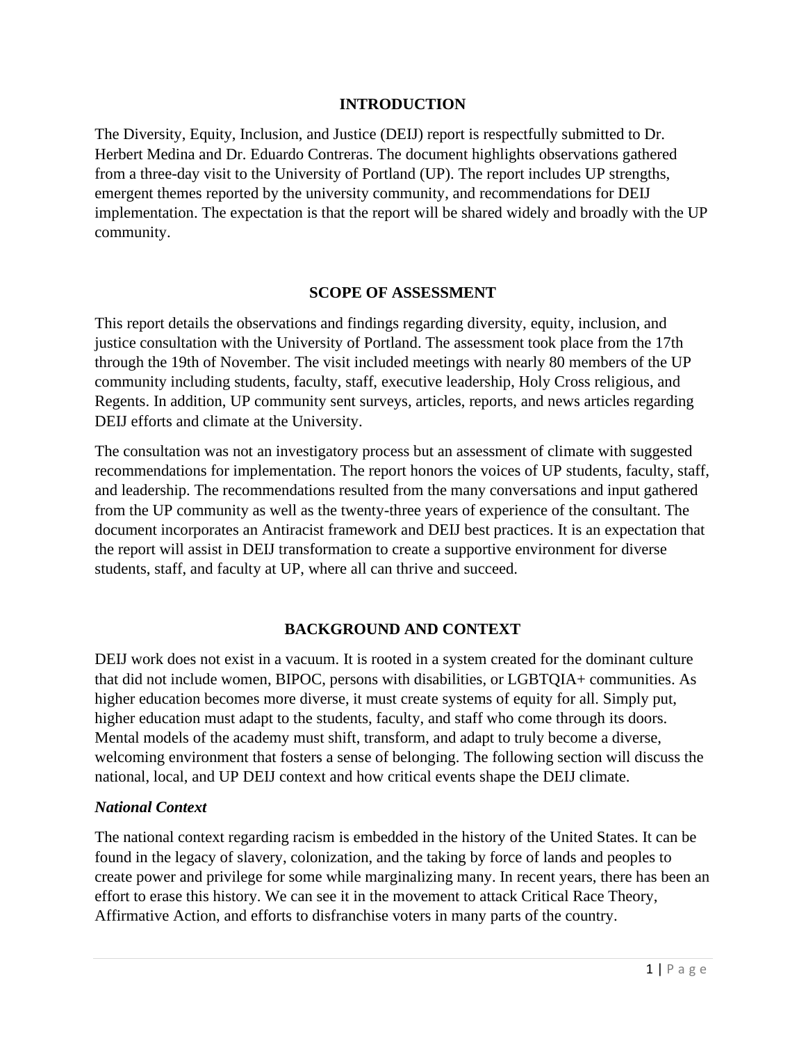## INTRODUCTION

The Diversity, Equity, Inclusion, and Justice (DEIJ) report is respectfully submitted to Dr. Herbert Medina and Dr. Eduardo Contreras. The document highlights observations gathered from a three-day visit to the University of Portland (UP). The report includes UP strengths, emergent themes reported by the university community, and recommendations for DEIJ implementation. The expectation is that the report will be shared widely and broadly with the UP community.

## SCOPE OF ASSESSMENT

This report details the observations and findings regarding diversity, equity, inclusion, and justice consultation with the University of Portland. The assessment took place from the 17th through the 19th of November. The visit included meetings with nearly 80 members of the UP community including students, faculty, staff, executive leadership, Holy Cross religious, and Regents. In addition, UP community sent surveys, articles, reports, and news articles regarding DEIJ efforts and climate at the University.

The consultation was not an investigatory process but an assessment of climate with suggested recommendations for implementation. The report honors the voices of UP students, faculty, staff, and leadership. The recommendations resulted from the many conversations and input gathered from the UP community as well as the twenty-three years of experience of the consultant. The document incorporates an Antiracist framework and DEIJ best practices. It is an expectation that the report will assist in DEIJ transformation to create a supportive environment for diverse students, staff, and faculty at UP, where all can thrive and succeed.

## BACKGROUND AND CONTEXT

DEIJ work does not exist in a vacuum. It is rooted in a system created for the dominant culture that did not include women, BIPOC, persons with disabilities, or LGBTQIA+ communities. As higher education becomes more diverse, it must create systems of equity for all. Simply put, higher education must adapt to the students, faculty, and staff who come through its doors. Mental models of the academy must shift, transform, and adapt to truly become a diverse, welcoming environment that fosters a sense of belonging. The following section will discuss the national, local, and UP DEIJ context and how critical events shape the DEIJ climate.

### *National Context*

The national context regarding racism is embedded in the history of the United States. It can be found in the legacy of slavery, colonization, and the taking by force of lands and peoples to create power and privilege for some while marginalizing many. In recent years, there has been an effort to erase this history. We can see it in the movement to attack Critical Race Theory, Affirmative Action, and efforts to disfranchise voters in many parts of the country.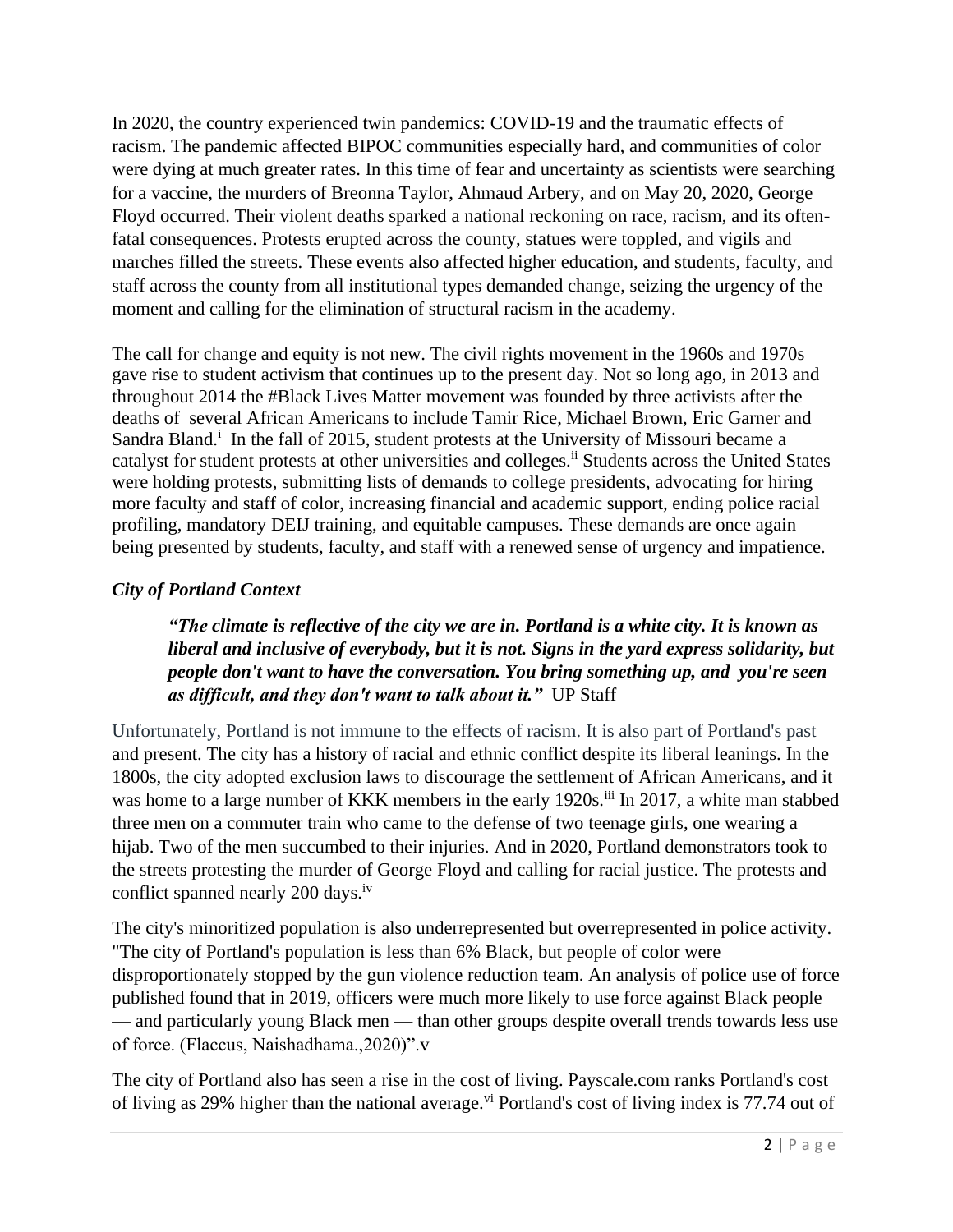In 2020, the country experienced twin pandemics: COVID-19 and the traumatic effects of racism. The pandemic affected BIPOC communities especially hard, and communities of color were dying at much greater rates. In this time of fear and uncertainty as scientists were searching for a vaccine, the murders of Breonna Taylor, Ahmaud Arbery, and on May 20, 2020, George Floyd occurred. Their violent deaths sparked a national reckoning on race, racism, and its often-fatal consequences. Protests erupted across the county, statues were toppled, and vigils and marches filled the streets. These events also affected higher education, and students, faculty, and staff across the county from all institutional types demanded change, seizing the urgency of the moment and calling for the elimination of structural racism in the academy.

The call for change and equity is not new. The civil rights movement in the 1960s and 1970s gave rise to student activism that continues up to the present day. Not so long ago, in 2013 and throughout 2014 the #Black Lives Matter movement was founded by three activists after the deaths of several African Americans to include Tamir Rice, Michael Brown, Eric Garner and Sandra Bland.[i] In the fall of 2015, student protests at the University of Missouri became a catalyst for student protests at other universities and colleges.[ii] Students across the United States were holding protests, submitting lists of demands to college presidents, advocating for hiring more faculty and staff of color, increasing financial and academic support, ending police racial profiling, mandatory DEIJ training, and equitable campuses. These demands are once again being presented by students, faculty, and staff with a renewed sense of urgency and impatience.

### *City of Portland Context*

> ***"The climate is reflective of the city we are in. Portland is a white city. It is known as liberal and inclusive of everybody, but it is not. Signs in the yard express solidarity, but people don't want to have the conversation. You bring something up, and you're seen as difficult, and they don't want to talk about it."*** UP Staff

Unfortunately, Portland is not immune to the effects of racism. It is also part of Portland's past and present. The city has a history of racial and ethnic conflict despite its liberal leanings. In the 1800s, the city adopted exclusion laws to discourage the settlement of African Americans, and it was home to a large number of KKK members in the early 1920s.[iii] In 2017, a white man stabbed three men on a commuter train who came to the defense of two teenage girls, one wearing a hijab. Two of the men succumbed to their injuries. And in 2020, Portland demonstrators took to the streets protesting the murder of George Floyd and calling for racial justice. The protests and conflict spanned nearly 200 days.[iv]

The city's minoritized population is also underrepresented but overrepresented in police activity. "The city of Portland's population is less than 6% Black, but people of color were disproportionately stopped by the gun violence reduction team. An analysis of police use of force published found that in 2019, officers were much more likely to use force against Black people — and particularly young Black men — than other groups despite overall trends towards less use of force. (Flaccus, Naishadhama.,2020)".v

The city of Portland also has seen a rise in the cost of living. Payscale.com ranks Portland's cost of living as 29% higher than the national average.[vi] Portland's cost of living index is 77.74 out of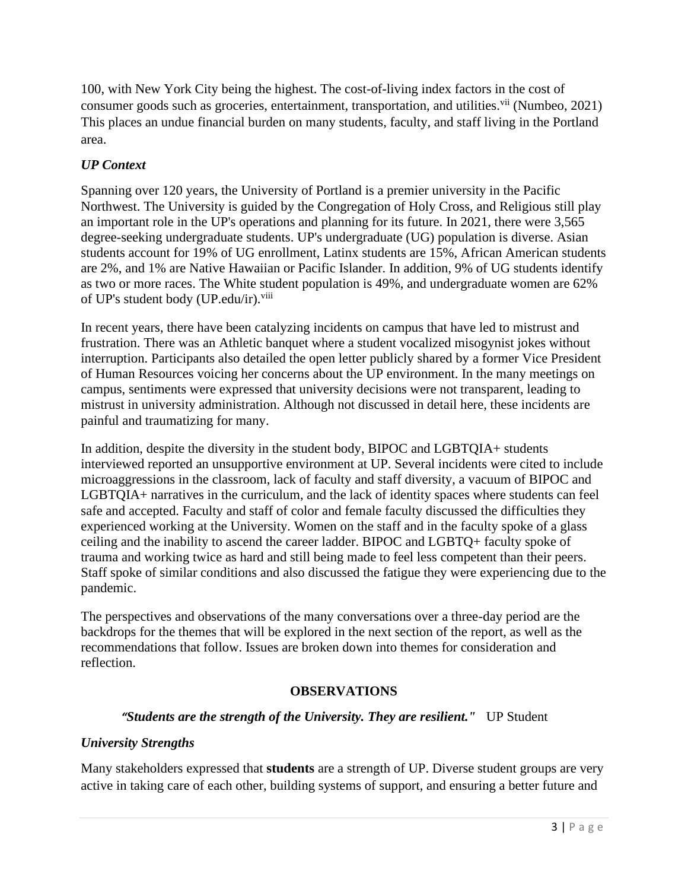100, with New York City being the highest. The cost-of-living index factors in the cost of consumer goods such as groceries, entertainment, transportation, and utilities.[vii] (Numbeo, 2021) This places an undue financial burden on many students, faculty, and staff living in the Portland area.

### *UP Context*

Spanning over 120 years, the University of Portland is a premier university in the Pacific Northwest. The University is guided by the Congregation of Holy Cross, and Religious still play an important role in the UP's operations and planning for its future. In 2021, there were 3,565 degree-seeking undergraduate students. UP's undergraduate (UG) population is diverse. Asian students account for 19% of UG enrollment, Latinx students are 15%, African American students are 2%, and 1% are Native Hawaiian or Pacific Islander. In addition, 9% of UG students identify as two or more races. The White student population is 49%, and undergraduate women are 62% of UP's student body (UP.edu/ir).[viii]

In recent years, there have been catalyzing incidents on campus that have led to mistrust and frustration. There was an Athletic banquet where a student vocalized misogynist jokes without interruption. Participants also detailed the open letter publicly shared by a former Vice President of Human Resources voicing her concerns about the UP environment. In the many meetings on campus, sentiments were expressed that university decisions were not transparent, leading to mistrust in university administration. Although not discussed in detail here, these incidents are painful and traumatizing for many.

In addition, despite the diversity in the student body, BIPOC and LGBTQIA+ students interviewed reported an unsupportive environment at UP. Several incidents were cited to include microaggressions in the classroom, lack of faculty and staff diversity, a vacuum of BIPOC and LGBTQIA+ narratives in the curriculum, and the lack of identity spaces where students can feel safe and accepted. Faculty and staff of color and female faculty discussed the difficulties they experienced working at the University. Women on the staff and in the faculty spoke of a glass ceiling and the inability to ascend the career ladder. BIPOC and LGBTQ+ faculty spoke of trauma and working twice as hard and still being made to feel less competent than their peers. Staff spoke of similar conditions and also discussed the fatigue they were experiencing due to the pandemic.

The perspectives and observations of the many conversations over a three-day period are the backdrops for the themes that will be explored in the next section of the report, as well as the recommendations that follow. Issues are broken down into themes for consideration and reflection.

## OBSERVATIONS

***"Students are the strength of the University. They are resilient."*** UP Student

### *University Strengths*

Many stakeholders expressed that **students** are a strength of UP. Diverse student groups are very active in taking care of each other, building systems of support, and ensuring a better future and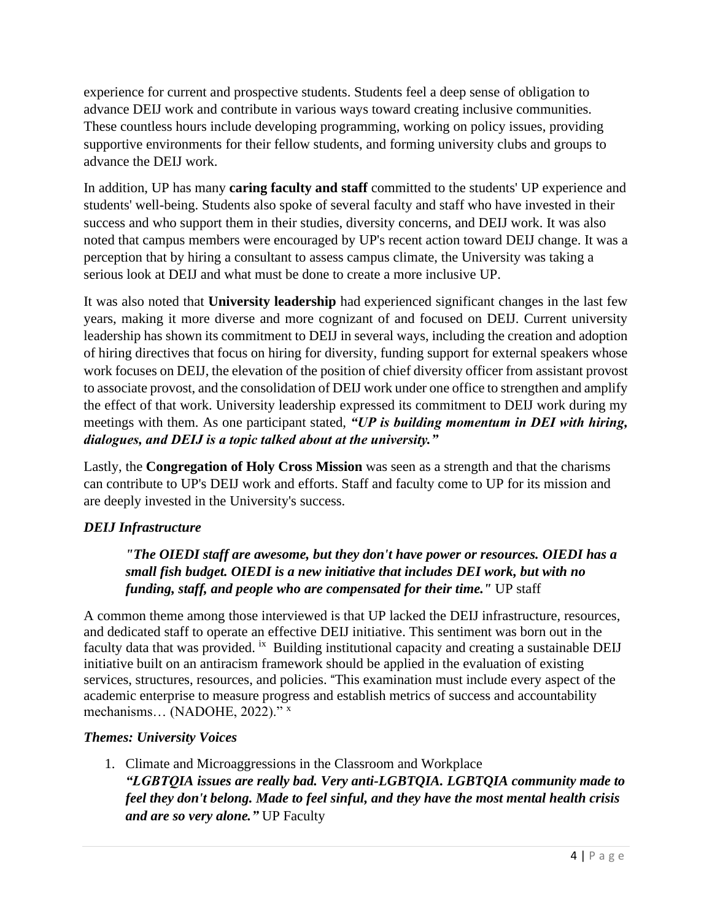experience for current and prospective students. Students feel a deep sense of obligation to advance DEIJ work and contribute in various ways toward creating inclusive communities. These countless hours include developing programming, working on policy issues, providing supportive environments for their fellow students, and forming university clubs and groups to advance the DEIJ work.

In addition, UP has many **caring faculty and staff** committed to the students' UP experience and students' well-being. Students also spoke of several faculty and staff who have invested in their success and who support them in their studies, diversity concerns, and DEIJ work. It was also noted that campus members were encouraged by UP's recent action toward DEIJ change. It was a perception that by hiring a consultant to assess campus climate, the University was taking a serious look at DEIJ and what must be done to create a more inclusive UP.

It was also noted that **University leadership** had experienced significant changes in the last few years, making it more diverse and more cognizant of and focused on DEIJ. Current university leadership has shown its commitment to DEIJ in several ways, including the creation and adoption of hiring directives that focus on hiring for diversity, funding support for external speakers whose work focuses on DEIJ, the elevation of the position of chief diversity officer from assistant provost to associate provost, and the consolidation of DEIJ work under one office to strengthen and amplify the effect of that work. University leadership expressed its commitment to DEIJ work during my meetings with them. As one participant stated, ***"UP is building momentum in DEI with hiring, dialogues, and DEIJ is a topic talked about at the university."***

Lastly, the **Congregation of Holy Cross Mission** was seen as a strength and that the charisms can contribute to UP's DEIJ work and efforts. Staff and faculty come to UP for its mission and are deeply invested in the University's success.

### *DEIJ Infrastructure*

> ***"The OIEDI staff are awesome, but they don't have power or resources. OIEDI has a small fish budget. OIEDI is a new initiative that includes DEI work, but with no funding, staff, and people who are compensated for their time."*** UP staff

A common theme among those interviewed is that UP lacked the DEIJ infrastructure, resources, and dedicated staff to operate an effective DEIJ initiative. This sentiment was born out in the faculty data that was provided. [ix] Building institutional capacity and creating a sustainable DEIJ initiative built on an antiracism framework should be applied in the evaluation of existing services, structures, resources, and policies. "This examination must include every aspect of the academic enterprise to measure progress and establish metrics of success and accountability mechanisms… (NADOHE, 2022)." [x]

### *Themes: University Voices*

1. Climate and Microaggressions in the Classroom and Workplace
   ***"LGBTQIA issues are really bad. Very anti-LGBTQIA. LGBTQIA community made to feel they don't belong. Made to feel sinful, and they have the most mental health crisis and are so very alone."*** UP Faculty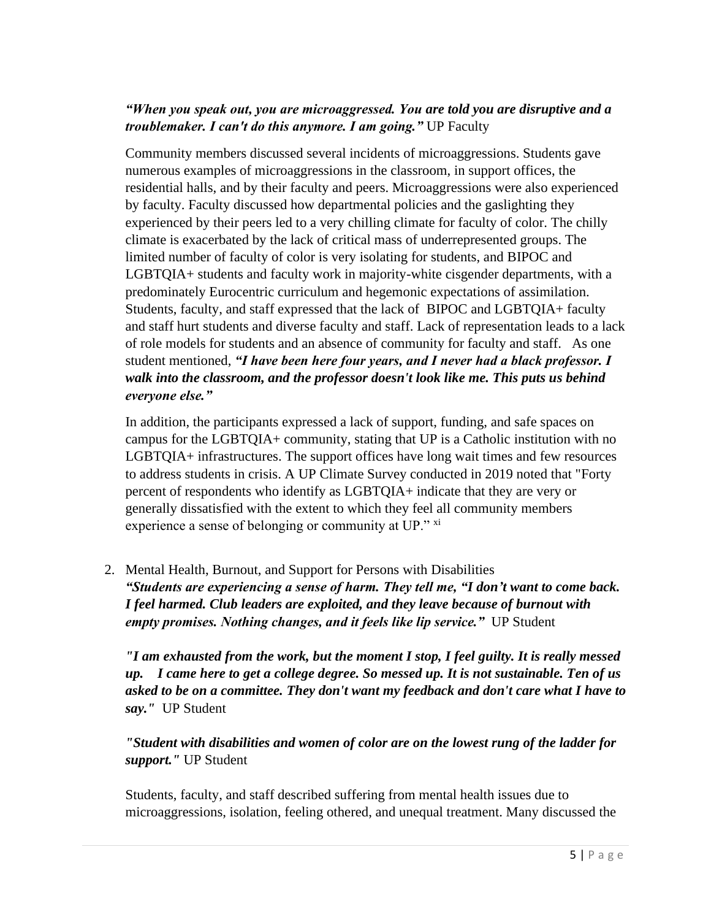***"When you speak out, you are microaggressed. You are told you are disruptive and a troublemaker. I can't do this anymore. I am going."*** UP Faculty

Community members discussed several incidents of microaggressions. Students gave numerous examples of microaggressions in the classroom, in support offices, the residential halls, and by their faculty and peers. Microaggressions were also experienced by faculty. Faculty discussed how departmental policies and the gaslighting they experienced by their peers led to a very chilling climate for faculty of color. The chilly climate is exacerbated by the lack of critical mass of underrepresented groups. The limited number of faculty of color is very isolating for students, and BIPOC and LGBTQIA+ students and faculty work in majority-white cisgender departments, with a predominately Eurocentric curriculum and hegemonic expectations of assimilation. Students, faculty, and staff expressed that the lack of BIPOC and LGBTQIA+ faculty and staff hurt students and diverse faculty and staff. Lack of representation leads to a lack of role models for students and an absence of community for faculty and staff. As one student mentioned, ***"I have been here four years, and I never had a black professor. I walk into the classroom, and the professor doesn't look like me. This puts us behind everyone else."***

In addition, the participants expressed a lack of support, funding, and safe spaces on campus for the LGBTQIA+ community, stating that UP is a Catholic institution with no LGBTQIA+ infrastructures. The support offices have long wait times and few resources to address students in crisis. A UP Climate Survey conducted in 2019 noted that "Forty percent of respondents who identify as LGBTQIA+ indicate that they are very or generally dissatisfied with the extent to which they feel all community members experience a sense of belonging or community at UP." [xi]

2. Mental Health, Burnout, and Support for Persons with Disabilities

***"Students are experiencing a sense of harm. They tell me, "I don't want to come back. I feel harmed. Club leaders are exploited, and they leave because of burnout with empty promises. Nothing changes, and it feels like lip service."*** UP Student

***"I am exhausted from the work, but the moment I stop, I feel guilty. It is really messed up. I came here to get a college degree. So messed up. It is not sustainable. Ten of us asked to be on a committee. They don't want my feedback and don't care what I have to say."*** UP Student

***"Student with disabilities and women of color are on the lowest rung of the ladder for support."*** UP Student

Students, faculty, and staff described suffering from mental health issues due to microaggressions, isolation, feeling othered, and unequal treatment. Many discussed the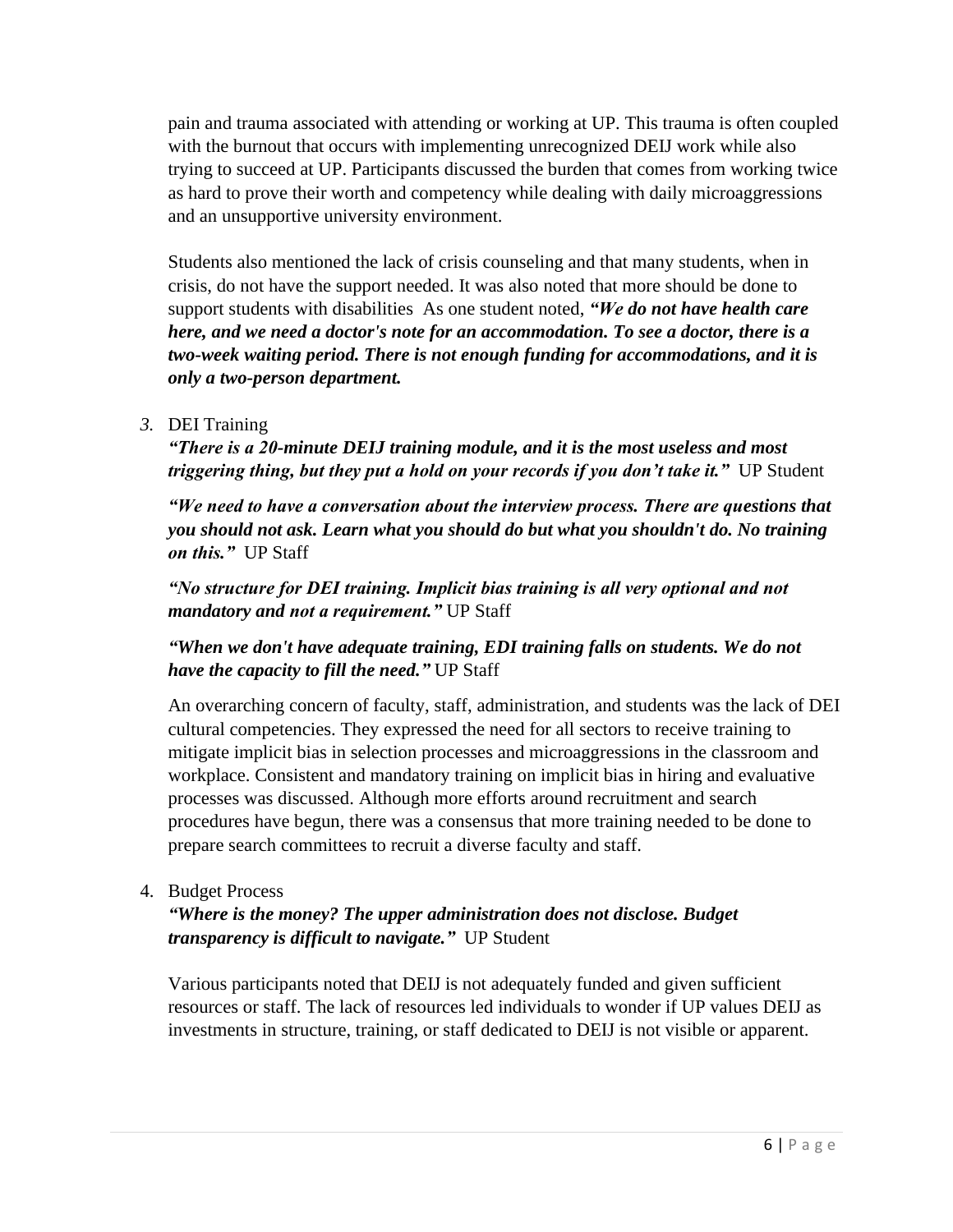pain and trauma associated with attending or working at UP. This trauma is often coupled with the burnout that occurs with implementing unrecognized DEIJ work while also trying to succeed at UP. Participants discussed the burden that comes from working twice as hard to prove their worth and competency while dealing with daily microaggressions and an unsupportive university environment.

Students also mentioned the lack of crisis counseling and that many students, when in crisis, do not have the support needed. It was also noted that more should be done to support students with disabilities  As one student noted, ***"We do not have health care here, and we need a doctor's note for an accommodation. To see a doctor, there is a two-week waiting period. There is not enough funding for accommodations, and it is only a two-person department.***

3. DEI Training

***"There is a 20-minute DEIJ training module, and it is the most useless and most triggering thing, but they put a hold on your records if you don't take it."*** UP Student

***"We need to have a conversation about the interview process. There are questions that you should not ask. Learn what you should do but what you shouldn't do. No training on this."*** UP Staff

***"No structure for DEI training. Implicit bias training is all very optional and not mandatory and not a requirement."*** UP Staff

***"When we don't have adequate training, EDI training falls on students. We do not have the capacity to fill the need."*** UP Staff

An overarching concern of faculty, staff, administration, and students was the lack of DEI cultural competencies. They expressed the need for all sectors to receive training to mitigate implicit bias in selection processes and microaggressions in the classroom and workplace. Consistent and mandatory training on implicit bias in hiring and evaluative processes was discussed. Although more efforts around recruitment and search procedures have begun, there was a consensus that more training needed to be done to prepare search committees to recruit a diverse faculty and staff.

4. Budget Process

***"Where is the money? The upper administration does not disclose. Budget transparency is difficult to navigate."*** UP Student

Various participants noted that DEIJ is not adequately funded and given sufficient resources or staff. The lack of resources led individuals to wonder if UP values DEIJ as investments in structure, training, or staff dedicated to DEIJ is not visible or apparent.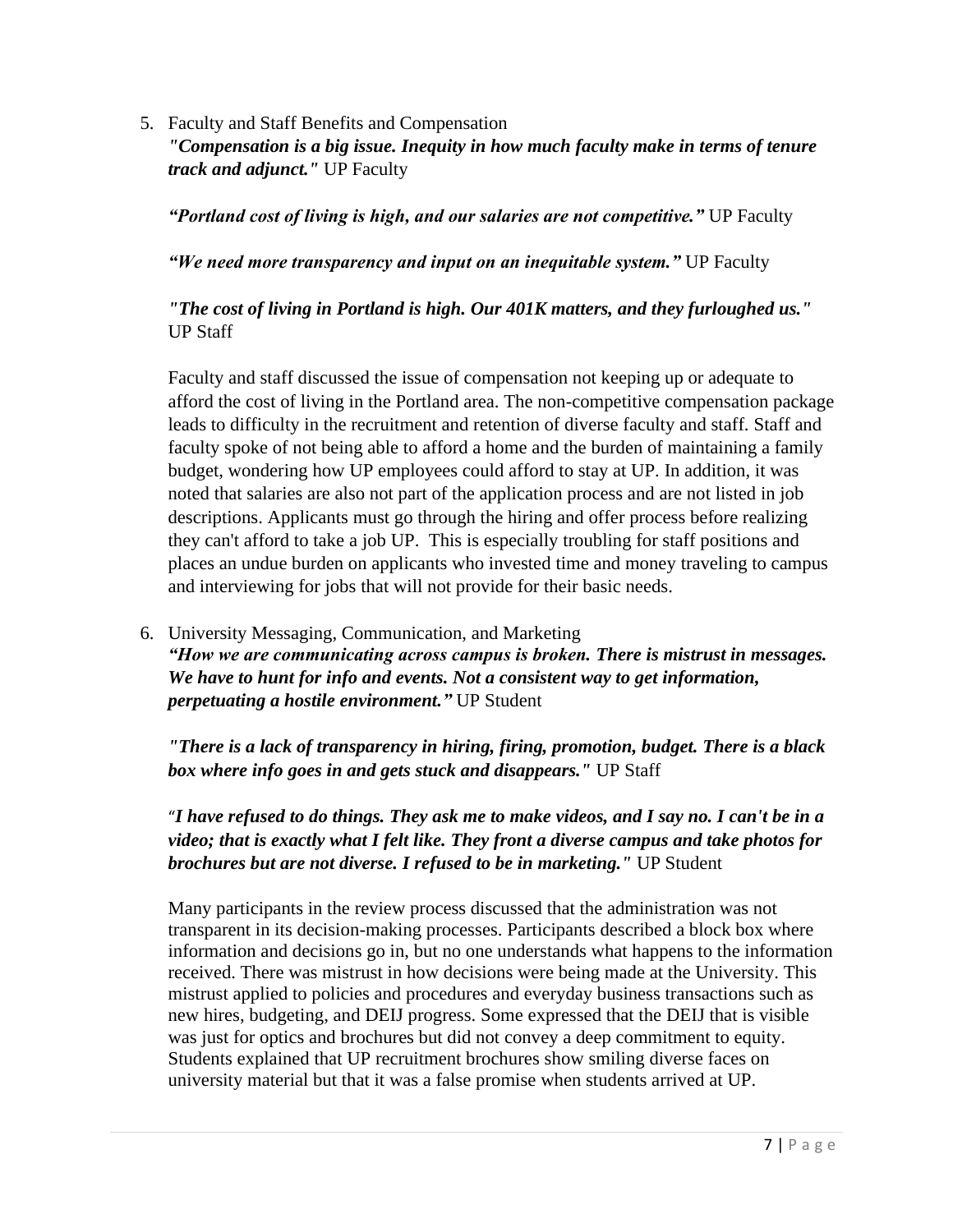5. Faculty and Staff Benefits and Compensation

   ***"Compensation is a big issue. Inequity in how much faculty make in terms of tenure track and adjunct."*** UP Faculty

   ***"Portland cost of living is high, and our salaries are not competitive."*** UP Faculty

   ***"We need more transparency and input on an inequitable system."*** UP Faculty

   ***"The cost of living in Portland is high. Our 401K matters, and they furloughed us."*** UP Staff

   Faculty and staff discussed the issue of compensation not keeping up or adequate to afford the cost of living in the Portland area. The non-competitive compensation package leads to difficulty in the recruitment and retention of diverse faculty and staff. Staff and faculty spoke of not being able to afford a home and the burden of maintaining a family budget, wondering how UP employees could afford to stay at UP. In addition, it was noted that salaries are also not part of the application process and are not listed in job descriptions. Applicants must go through the hiring and offer process before realizing they can't afford to take a job UP. This is especially troubling for staff positions and places an undue burden on applicants who invested time and money traveling to campus and interviewing for jobs that will not provide for their basic needs.

6. University Messaging, Communication, and Marketing

   ***"How we are communicating across campus is broken. There is mistrust in messages. We have to hunt for info and events. Not a consistent way to get information, perpetuating a hostile environment."*** UP Student

   ***"There is a lack of transparency in hiring, firing, promotion, budget. There is a black box where info goes in and gets stuck and disappears."*** UP Staff

   ***"I have refused to do things. They ask me to make videos, and I say no. I can't be in a video; that is exactly what I felt like. They front a diverse campus and take photos for brochures but are not diverse. I refused to be in marketing."*** UP Student

   Many participants in the review process discussed that the administration was not transparent in its decision-making processes. Participants described a block box where information and decisions go in, but no one understands what happens to the information received. There was mistrust in how decisions were being made at the University. This mistrust applied to policies and procedures and everyday business transactions such as new hires, budgeting, and DEIJ progress. Some expressed that the DEIJ that is visible was just for optics and brochures but did not convey a deep commitment to equity. Students explained that UP recruitment brochures show smiling diverse faces on university material but that it was a false promise when students arrived at UP.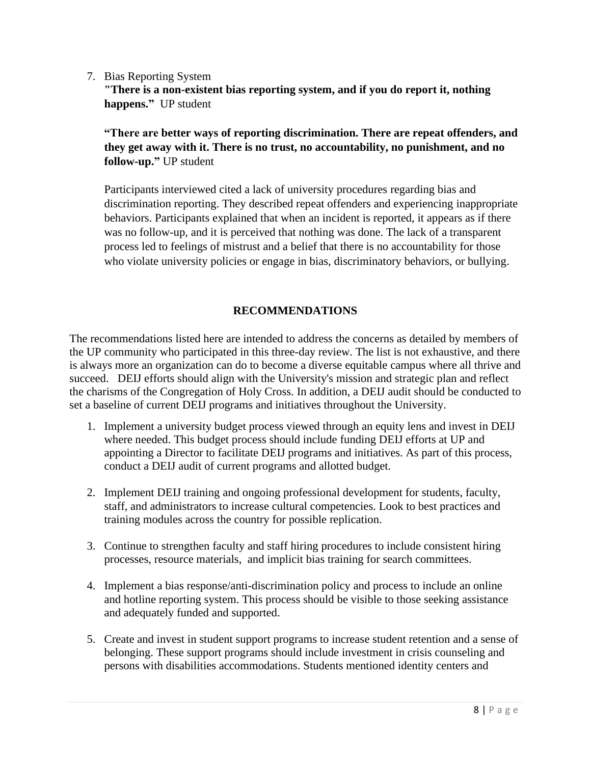7. Bias Reporting System

   **"There is a non-existent bias reporting system, and if you do report it, nothing happens."** UP student

   **"There are better ways of reporting discrimination. There are repeat offenders, and they get away with it. There is no trust, no accountability, no punishment, and no follow-up."** UP student

   Participants interviewed cited a lack of university procedures regarding bias and discrimination reporting. They described repeat offenders and experiencing inappropriate behaviors. Participants explained that when an incident is reported, it appears as if there was no follow-up, and it is perceived that nothing was done. The lack of a transparent process led to feelings of mistrust and a belief that there is no accountability for those who violate university policies or engage in bias, discriminatory behaviors, or bullying.

## RECOMMENDATIONS

The recommendations listed here are intended to address the concerns as detailed by members of the UP community who participated in this three-day review. The list is not exhaustive, and there is always more an organization can do to become a diverse equitable campus where all thrive and succeed. DEIJ efforts should align with the University's mission and strategic plan and reflect the charisms of the Congregation of Holy Cross. In addition, a DEIJ audit should be conducted to set a baseline of current DEIJ programs and initiatives throughout the University.

1. Implement a university budget process viewed through an equity lens and invest in DEIJ where needed. This budget process should include funding DEIJ efforts at UP and appointing a Director to facilitate DEIJ programs and initiatives. As part of this process, conduct a DEIJ audit of current programs and allotted budget.

2. Implement DEIJ training and ongoing professional development for students, faculty, staff, and administrators to increase cultural competencies. Look to best practices and training modules across the country for possible replication.

3. Continue to strengthen faculty and staff hiring procedures to include consistent hiring processes, resource materials, and implicit bias training for search committees.

4. Implement a bias response/anti-discrimination policy and process to include an online and hotline reporting system. This process should be visible to those seeking assistance and adequately funded and supported.

5. Create and invest in student support programs to increase student retention and a sense of belonging. These support programs should include investment in crisis counseling and persons with disabilities accommodations. Students mentioned identity centers and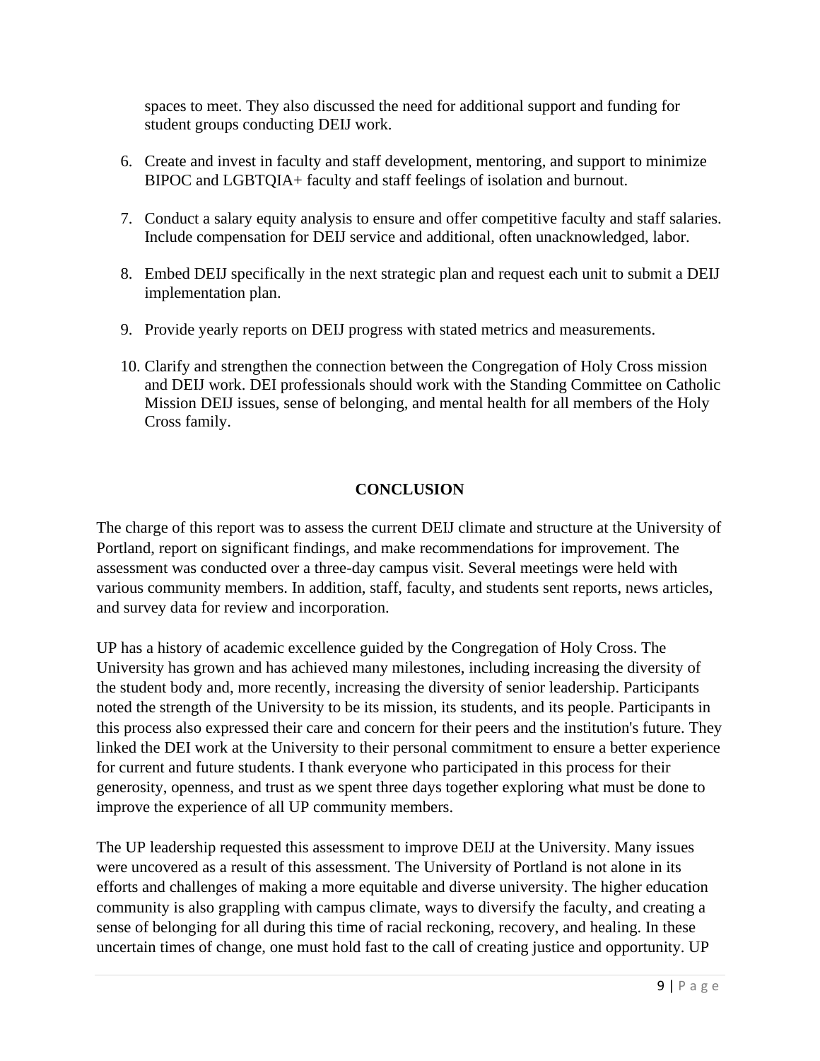spaces to meet. They also discussed the need for additional support and funding for student groups conducting DEIJ work.

6. Create and invest in faculty and staff development, mentoring, and support to minimize BIPOC and LGBTQIA+ faculty and staff feelings of isolation and burnout.

7. Conduct a salary equity analysis to ensure and offer competitive faculty and staff salaries. Include compensation for DEIJ service and additional, often unacknowledged, labor.

8. Embed DEIJ specifically in the next strategic plan and request each unit to submit a DEIJ implementation plan.

9. Provide yearly reports on DEIJ progress with stated metrics and measurements.

10. Clarify and strengthen the connection between the Congregation of Holy Cross mission and DEIJ work. DEI professionals should work with the Standing Committee on Catholic Mission DEIJ issues, sense of belonging, and mental health for all members of the Holy Cross family.

## CONCLUSION

The charge of this report was to assess the current DEIJ climate and structure at the University of Portland, report on significant findings, and make recommendations for improvement. The assessment was conducted over a three-day campus visit. Several meetings were held with various community members. In addition, staff, faculty, and students sent reports, news articles, and survey data for review and incorporation.

UP has a history of academic excellence guided by the Congregation of Holy Cross. The University has grown and has achieved many milestones, including increasing the diversity of the student body and, more recently, increasing the diversity of senior leadership. Participants noted the strength of the University to be its mission, its students, and its people. Participants in this process also expressed their care and concern for their peers and the institution's future. They linked the DEI work at the University to their personal commitment to ensure a better experience for current and future students. I thank everyone who participated in this process for their generosity, openness, and trust as we spent three days together exploring what must be done to improve the experience of all UP community members.

The UP leadership requested this assessment to improve DEIJ at the University. Many issues were uncovered as a result of this assessment. The University of Portland is not alone in its efforts and challenges of making a more equitable and diverse university. The higher education community is also grappling with campus climate, ways to diversify the faculty, and creating a sense of belonging for all during this time of racial reckoning, recovery, and healing. In these uncertain times of change, one must hold fast to the call of creating justice and opportunity. UP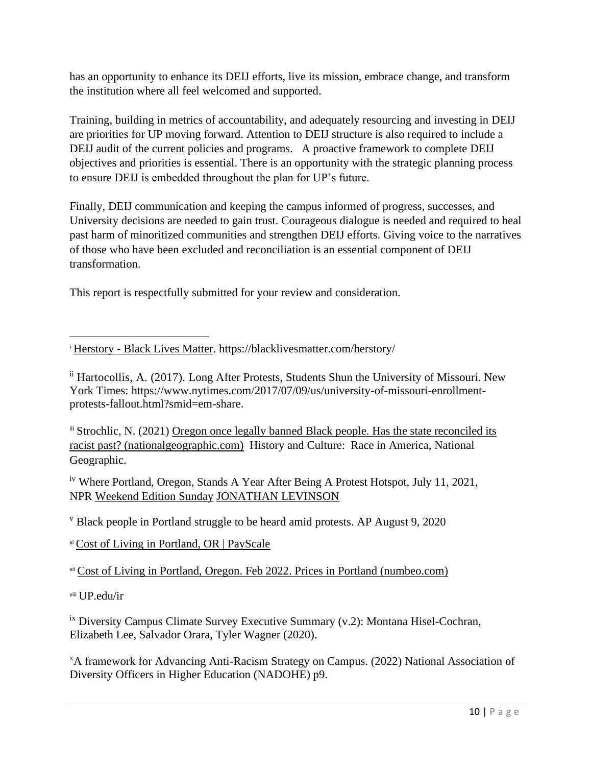has an opportunity to enhance its DEIJ efforts, live its mission, embrace change, and transform the institution where all feel welcomed and supported.

Training, building in metrics of accountability, and adequately resourcing and investing in DEIJ are priorities for UP moving forward. Attention to DEIJ structure is also required to include a DEIJ audit of the current policies and programs. A proactive framework to complete DEIJ objectives and priorities is essential. There is an opportunity with the strategic planning process to ensure DEIJ is embedded throughout the plan for UP's future.

Finally, DEIJ communication and keeping the campus informed of progress, successes, and University decisions are needed to gain trust. Courageous dialogue is needed and required to heal past harm of minoritized communities and strengthen DEIJ efforts. Giving voice to the narratives of those who have been excluded and reconciliation is an essential component of DEIJ transformation.

This report is respectfully submitted for your review and consideration.

---

[i] Herstory - Black Lives Matter. https://blacklivesmatter.com/herstory/

[ii] Hartocollis, A. (2017). Long After Protests, Students Shun the University of Missouri. New York Times: https://www.nytimes.com/2017/07/09/us/university-of-missouri-enrollment-protests-fallout.html?smid=em-share.

[iii] Strochlic, N. (2021) Oregon once legally banned Black people. Has the state reconciled its racist past? (nationalgeographic.com) History and Culture: Race in America, National Geographic.

[iv] Where Portland, Oregon, Stands A Year After Being A Protest Hotspot, July 11, 2021, NPR Weekend Edition Sunday JONATHAN LEVINSON

[v] Black people in Portland struggle to be heard amid protests. AP August 9, 2020

[vi] Cost of Living in Portland, OR | PayScale

[vii] Cost of Living in Portland, Oregon. Feb 2022. Prices in Portland (numbeo.com)

[viii] UP.edu/ir

[ix] Diversity Campus Climate Survey Executive Summary (v.2): Montana Hisel-Cochran, Elizabeth Lee, Salvador Orara, Tyler Wagner (2020).

[x] A framework for Advancing Anti-Racism Strategy on Campus. (2022) National Association of Diversity Officers in Higher Education (NADOHE) p9.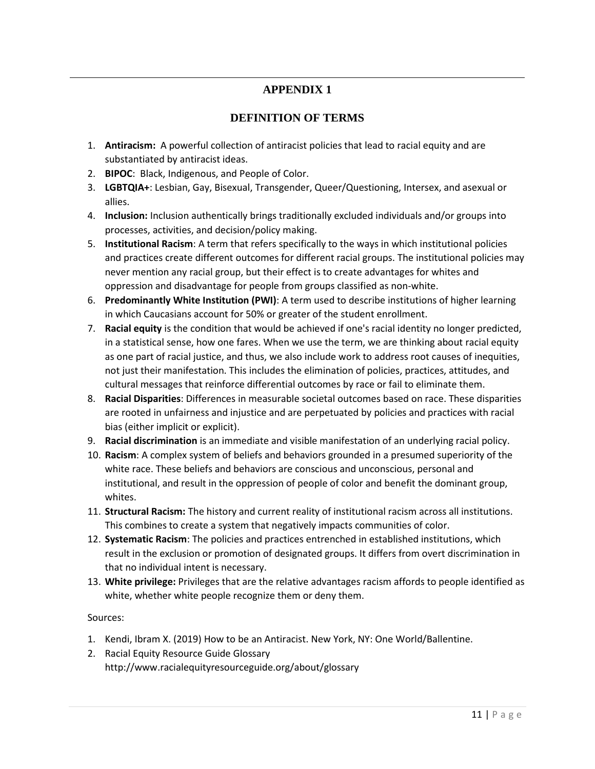# APPENDIX 1

## DEFINITION OF TERMS

1. **Antiracism:** A powerful collection of antiracist policies that lead to racial equity and are substantiated by antiracist ideas.
2. **BIPOC**: Black, Indigenous, and People of Color.
3. **LGBTQIA+**: Lesbian, Gay, Bisexual, Transgender, Queer/Questioning, Intersex, and asexual or allies.
4. **Inclusion:** Inclusion authentically brings traditionally excluded individuals and/or groups into processes, activities, and decision/policy making.
5. **Institutional Racism**: A term that refers specifically to the ways in which institutional policies and practices create different outcomes for different racial groups. The institutional policies may never mention any racial group, but their effect is to create advantages for whites and oppression and disadvantage for people from groups classified as non-white.
6. **Predominantly White Institution (PWI)**: A term used to describe institutions of higher learning in which Caucasians account for 50% or greater of the student enrollment.
7. **Racial equity** is the condition that would be achieved if one's racial identity no longer predicted, in a statistical sense, how one fares. When we use the term, we are thinking about racial equity as one part of racial justice, and thus, we also include work to address root causes of inequities, not just their manifestation. This includes the elimination of policies, practices, attitudes, and cultural messages that reinforce differential outcomes by race or fail to eliminate them.
8. **Racial Disparities**: Differences in measurable societal outcomes based on race. These disparities are rooted in unfairness and injustice and are perpetuated by policies and practices with racial bias (either implicit or explicit).
9. **Racial discrimination** is an immediate and visible manifestation of an underlying racial policy.
10. **Racism**: A complex system of beliefs and behaviors grounded in a presumed superiority of the white race. These beliefs and behaviors are conscious and unconscious, personal and institutional, and result in the oppression of people of color and benefit the dominant group, whites.
11. **Structural Racism:** The history and current reality of institutional racism across all institutions. This combines to create a system that negatively impacts communities of color.
12. **Systematic Racism**: The policies and practices entrenched in established institutions, which result in the exclusion or promotion of designated groups. It differs from overt discrimination in that no individual intent is necessary.
13. **White privilege:** Privileges that are the relative advantages racism affords to people identified as white, whether white people recognize them or deny them.

Sources:

1. Kendi, Ibram X. (2019) How to be an Antiracist. New York, NY: One World/Ballentine.
2. Racial Equity Resource Guide Glossary http://www.racialequityresourceguide.org/about/glossary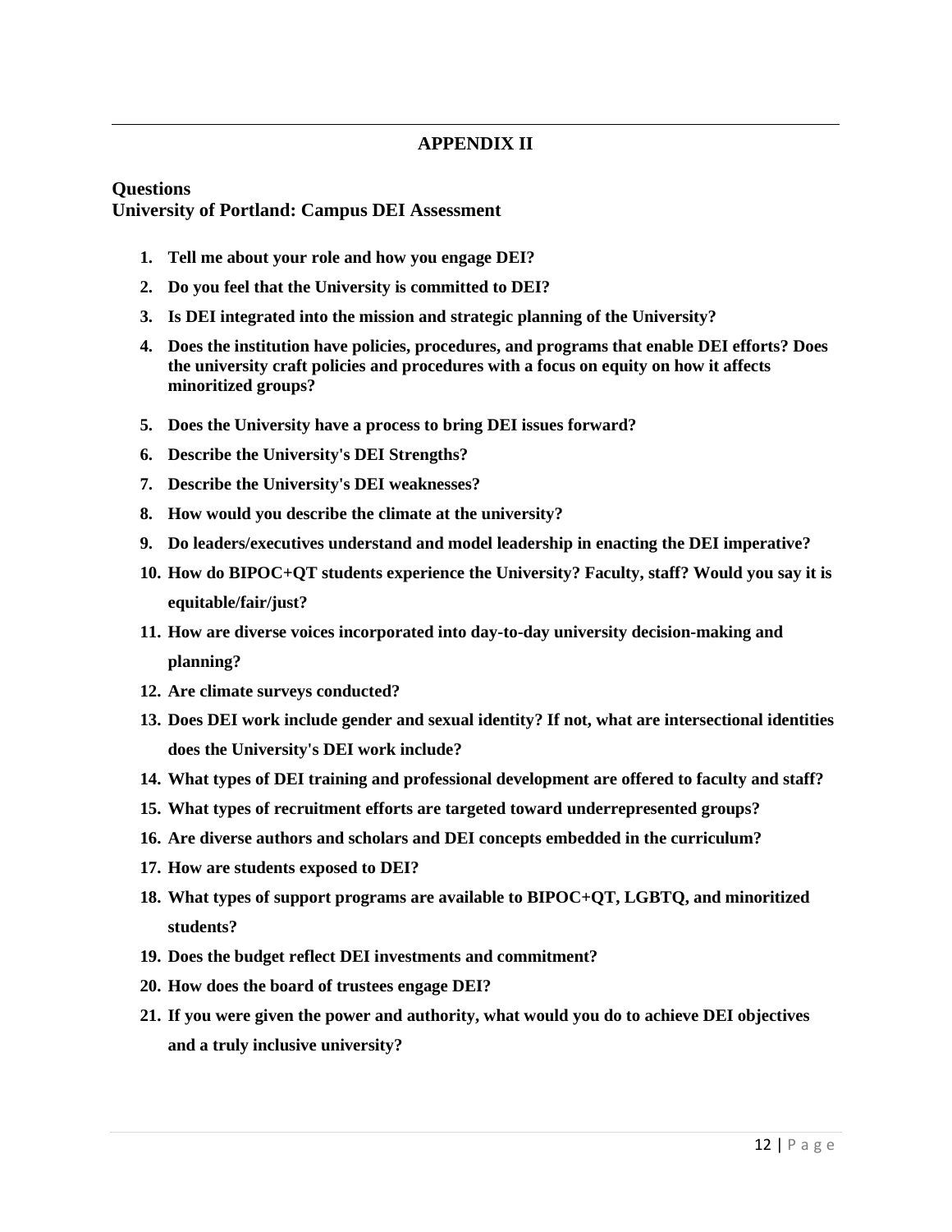# APPENDIX II

**Questions**
**University of Portland: Campus DEI Assessment**

1. **Tell me about your role and how you engage DEI?**
2. **Do you feel that the University is committed to DEI?**
3. **Is DEI integrated into the mission and strategic planning of the University?**
4. **Does the institution have policies, procedures, and programs that enable DEI efforts? Does the university craft policies and procedures with a focus on equity on how it affects minoritized groups?**
5. **Does the University have a process to bring DEI issues forward?**
6. **Describe the University's DEI Strengths?**
7. **Describe the University's DEI weaknesses?**
8. **How would you describe the climate at the university?**
9. **Do leaders/executives understand and model leadership in enacting the DEI imperative?**
10. **How do BIPOC+QT students experience the University? Faculty, staff? Would you say it is equitable/fair/just?**
11. **How are diverse voices incorporated into day-to-day university decision-making and planning?**
12. **Are climate surveys conducted?**
13. **Does DEI work include gender and sexual identity? If not, what are intersectional identities does the University's DEI work include?**
14. **What types of DEI training and professional development are offered to faculty and staff?**
15. **What types of recruitment efforts are targeted toward underrepresented groups?**
16. **Are diverse authors and scholars and DEI concepts embedded in the curriculum?**
17. **How are students exposed to DEI?**
18. **What types of support programs are available to BIPOC+QT, LGBTQ, and minoritized students?**
19. **Does the budget reflect DEI investments and commitment?**
20. **How does the board of trustees engage DEI?**
21. **If you were given the power and authority, what would you do to achieve DEI objectives and a truly inclusive university?**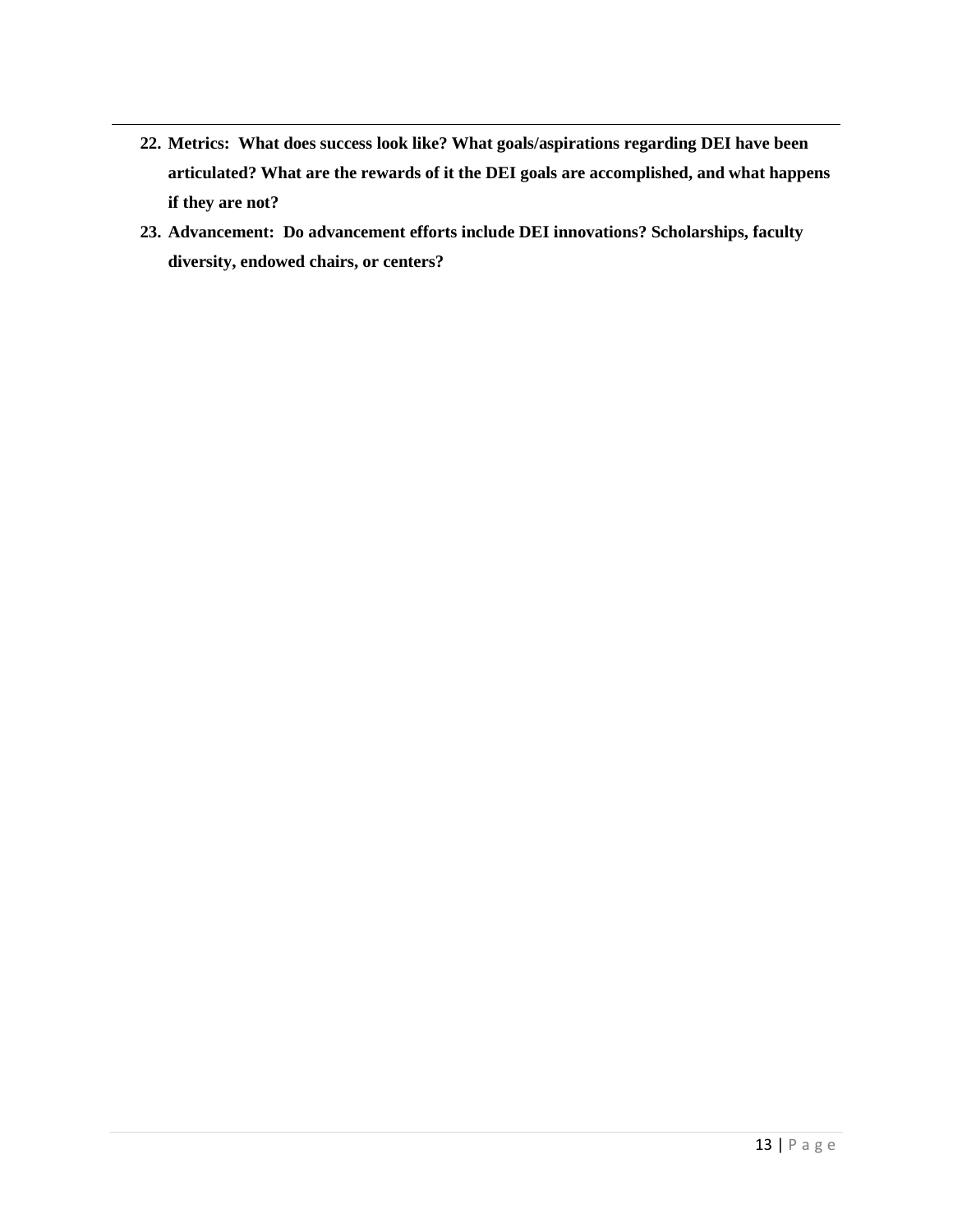22. **Metrics: What does success look like? What goals/aspirations regarding DEI have been articulated? What are the rewards of it the DEI goals are accomplished, and what happens if they are not?**
23. **Advancement: Do advancement efforts include DEI innovations? Scholarships, faculty diversity, endowed chairs, or centers?**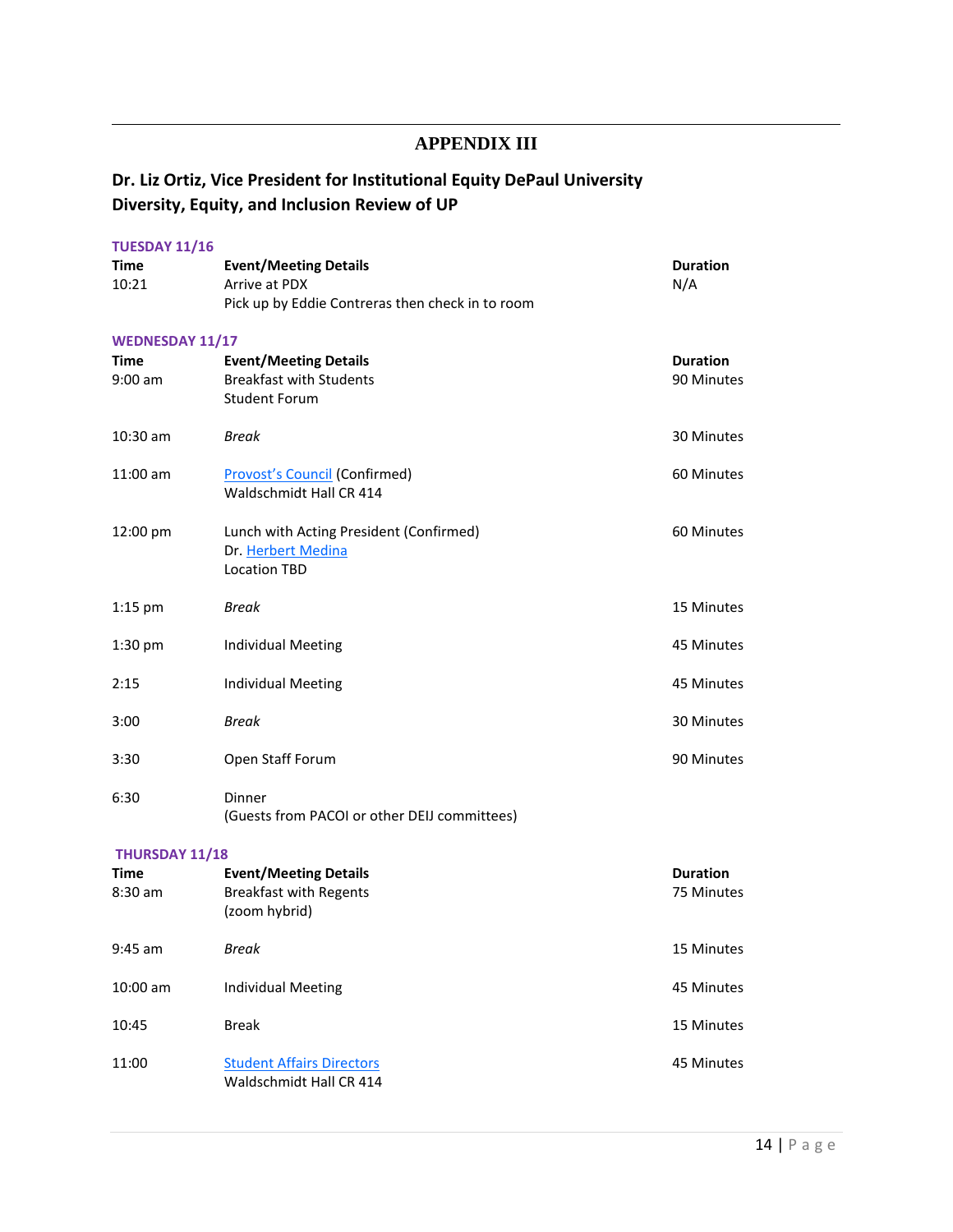# APPENDIX III

## Dr. Liz Ortiz, Vice President for Institutional Equity DePaul University
## Diversity, Equity, and Inclusion Review of UP

### TUESDAY 11/16

| Time | Event/Meeting Details | Duration |
|---|---|---|
| 10:21 | Arrive at PDX<br>Pick up by Eddie Contreras then check in to room | N/A |

### WEDNESDAY 11/17

| Time | Event/Meeting Details | Duration |
|---|---|---|
| 9:00 am | Breakfast with Students<br>Student Forum | 90 Minutes |
| 10:30 am | *Break* | 30 Minutes |
| 11:00 am | Provost's Council (Confirmed)<br>Waldschmidt Hall CR 414 | 60 Minutes |
| 12:00 pm | Lunch with Acting President (Confirmed)<br>Dr. Herbert Medina<br>Location TBD | 60 Minutes |
| 1:15 pm | *Break* | 15 Minutes |
| 1:30 pm | Individual Meeting | 45 Minutes |
| 2:15 | Individual Meeting | 45 Minutes |
| 3:00 | *Break* | 30 Minutes |
| 3:30 | Open Staff Forum | 90 Minutes |
| 6:30 | Dinner<br>(Guests from PACOI or other DEIJ committees) | |

### THURSDAY 11/18

| Time | Event/Meeting Details | Duration |
|---|---|---|
| 8:30 am | Breakfast with Regents<br>(zoom hybrid) | 75 Minutes |
| 9:45 am | *Break* | 15 Minutes |
| 10:00 am | Individual Meeting | 45 Minutes |
| 10:45 | Break | 15 Minutes |
| 11:00 | Student Affairs Directors<br>Waldschmidt Hall CR 414 | 45 Minutes |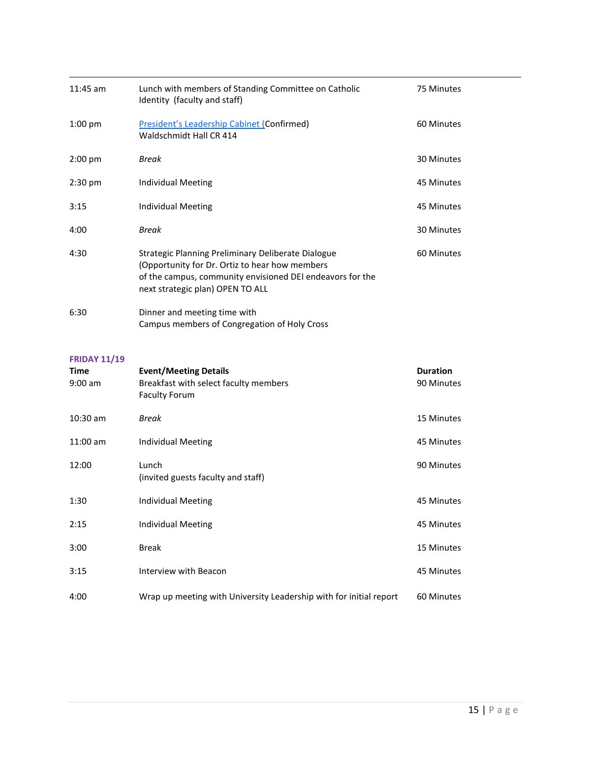| | | |
|---|---|---|
| 11:45 am | Lunch with members of Standing Committee on Catholic Identity (faculty and staff) | 75 Minutes |
| 1:00 pm | President's Leadership Cabinet (Confirmed)<br>Waldschmidt Hall CR 414 | 60 Minutes |
| 2:00 pm | *Break* | 30 Minutes |
| 2:30 pm | Individual Meeting | 45 Minutes |
| 3:15 | Individual Meeting | 45 Minutes |
| 4:00 | *Break* | 30 Minutes |
| 4:30 | Strategic Planning Preliminary Deliberate Dialogue (Opportunity for Dr. Ortiz to hear how members of the campus, community envisioned DEI endeavors for the next strategic plan) OPEN TO ALL | 60 Minutes |
| 6:30 | Dinner and meeting time with Campus members of Congregation of Holy Cross | |

**FRIDAY 11/19**

| **Time** | **Event/Meeting Details** | **Duration** |
|---|---|---|
| 9:00 am | Breakfast with select faculty members<br>Faculty Forum | 90 Minutes |
| 10:30 am | *Break* | 15 Minutes |
| 11:00 am | Individual Meeting | 45 Minutes |
| 12:00 | Lunch<br>(invited guests faculty and staff) | 90 Minutes |
| 1:30 | Individual Meeting | 45 Minutes |
| 2:15 | Individual Meeting | 45 Minutes |
| 3:00 | Break | 15 Minutes |
| 3:15 | Interview with Beacon | 45 Minutes |
| 4:00 | Wrap up meeting with University Leadership with for initial report | 60 Minutes |